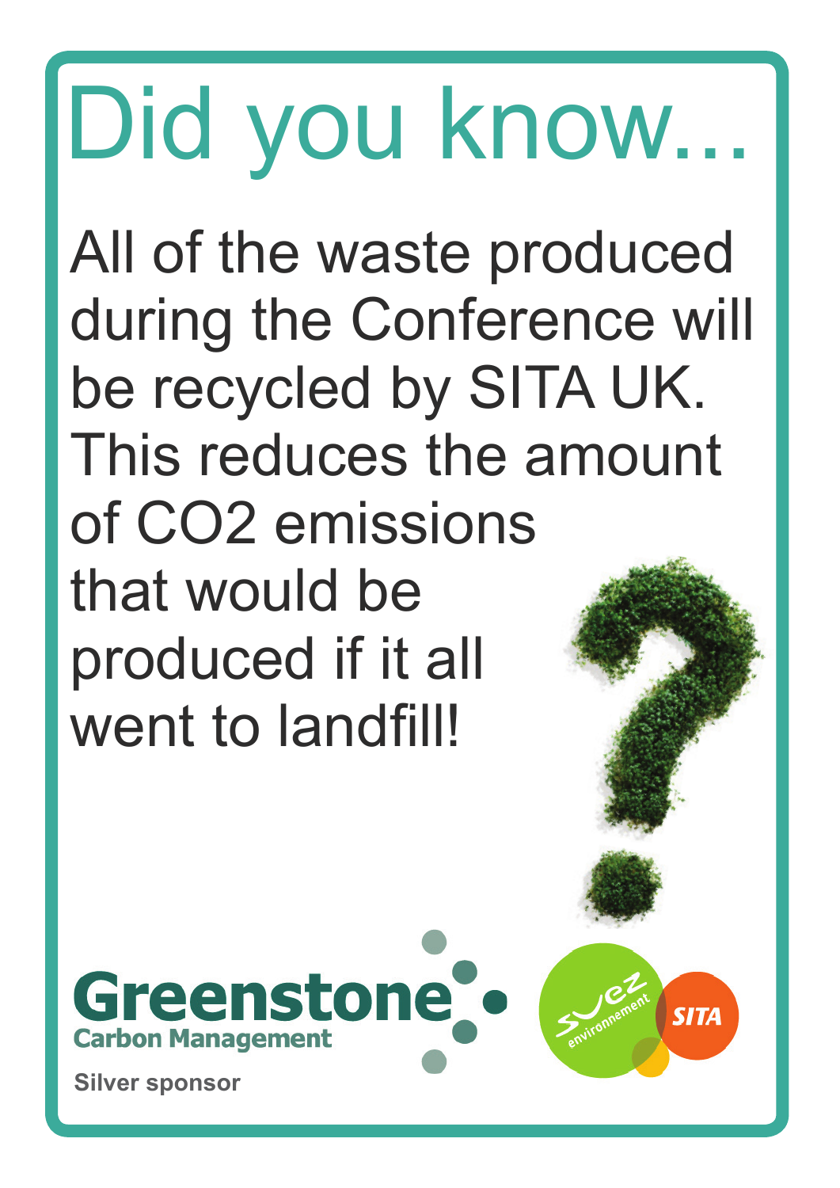# Did you know...

All of the waste produced during the Conference will be recycled by SITA UK. This reduces the amount of $CO_2$ emissions that would be produced if it all went to landfill!

Greenstone Carbon Management

Silver sponsor

suez environnement SITA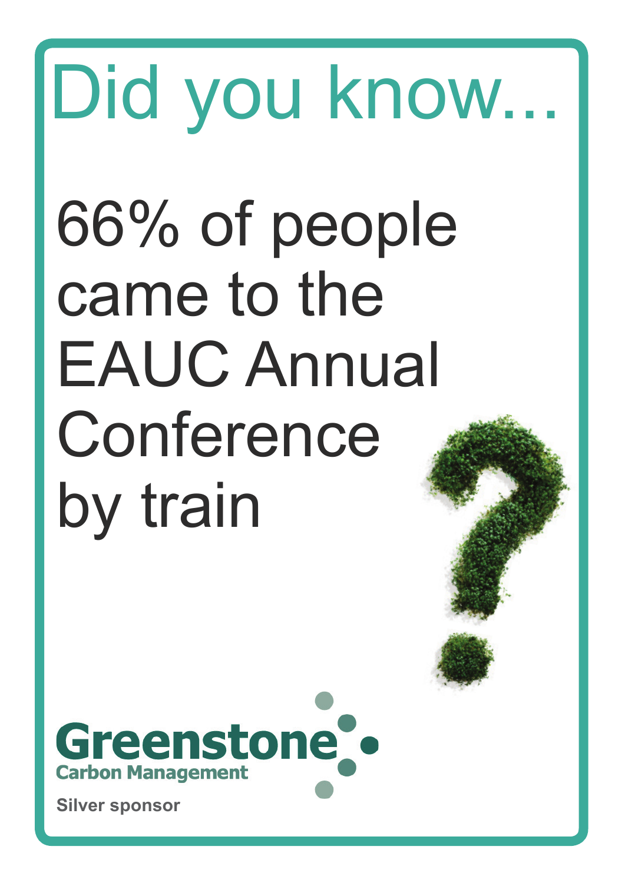# Did you know...

66% of people came to the EAUC Annual Conference by train

**Greenstone**
**Carbon Management**

**Silver sponsor**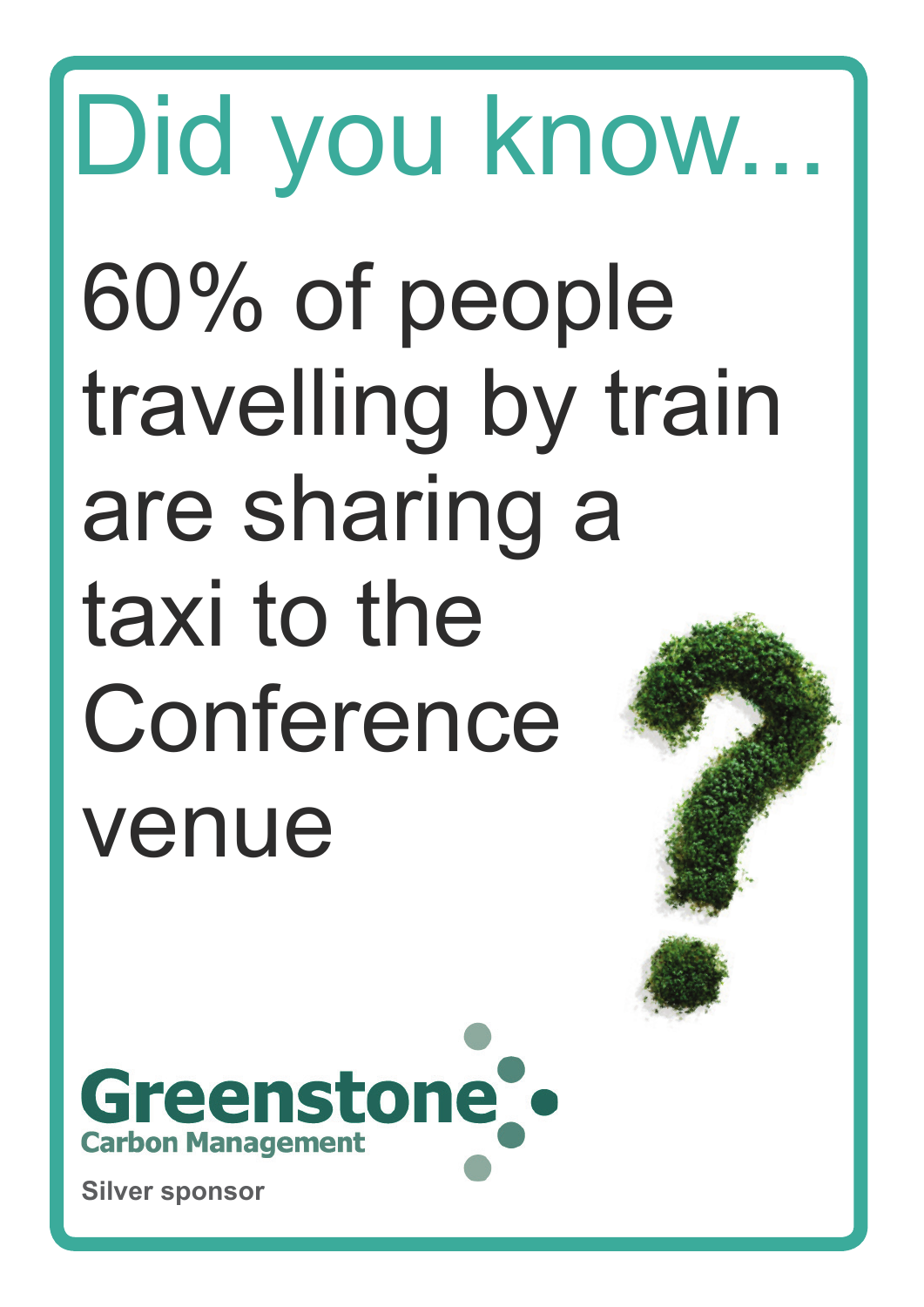# Did you know...

60% of people travelling by train are sharing a taxi to the Conference venue

**Greenstone**
**Carbon Management**

**Silver sponsor**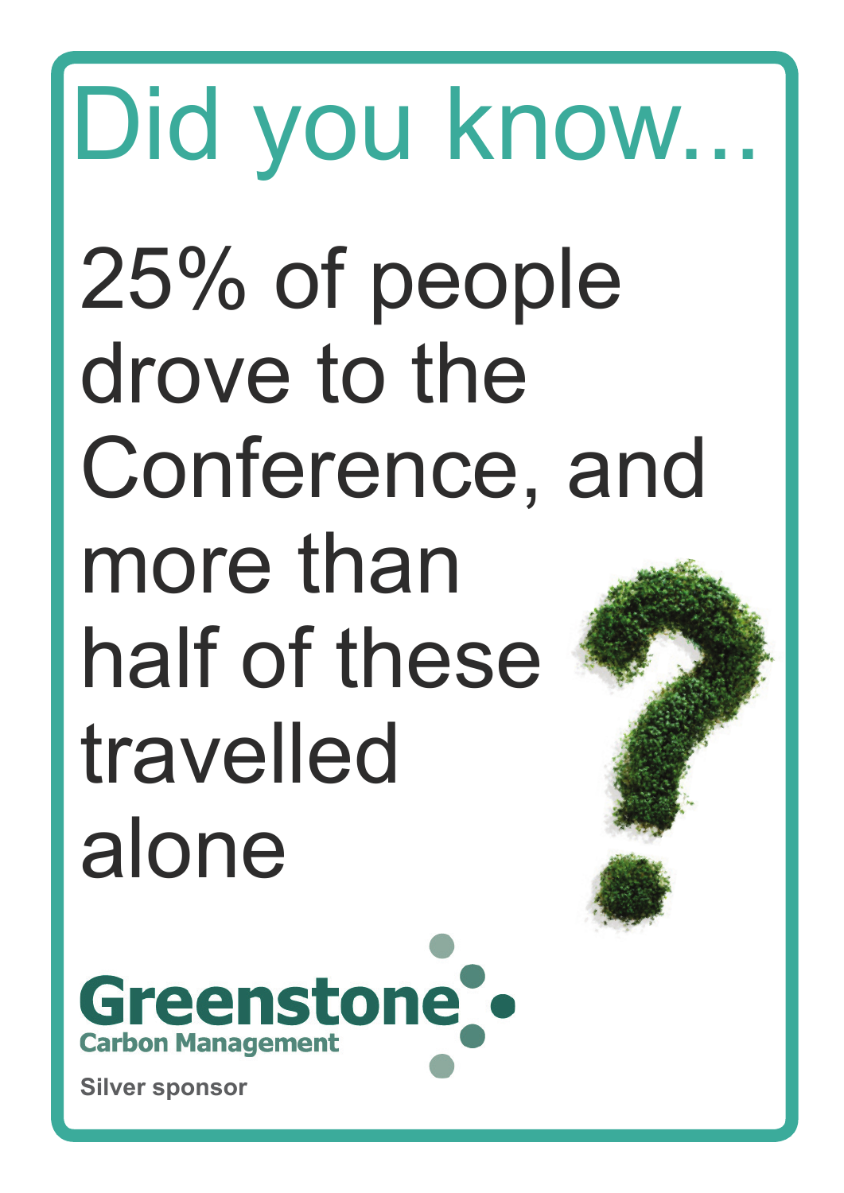# Did you know...

25% of people drove to the Conference, and more than half of these travelled alone

**Greenstone**
**Carbon Management**

**Silver sponsor**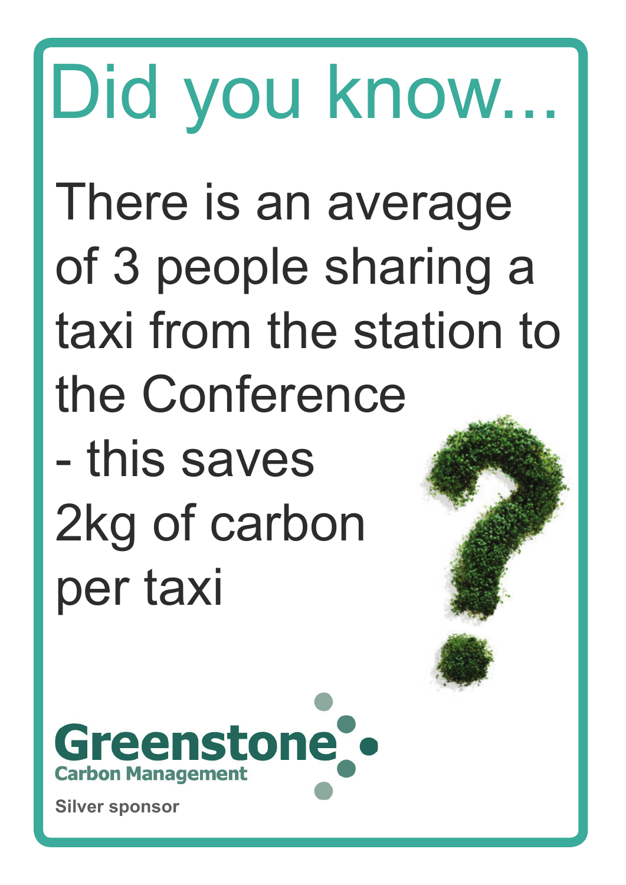# Did you know...

There is an average of 3 people sharing a taxi from the station to the Conference - this saves 2kg of carbon per taxi

**Greenstone**
**Carbon Management**

**Silver sponsor**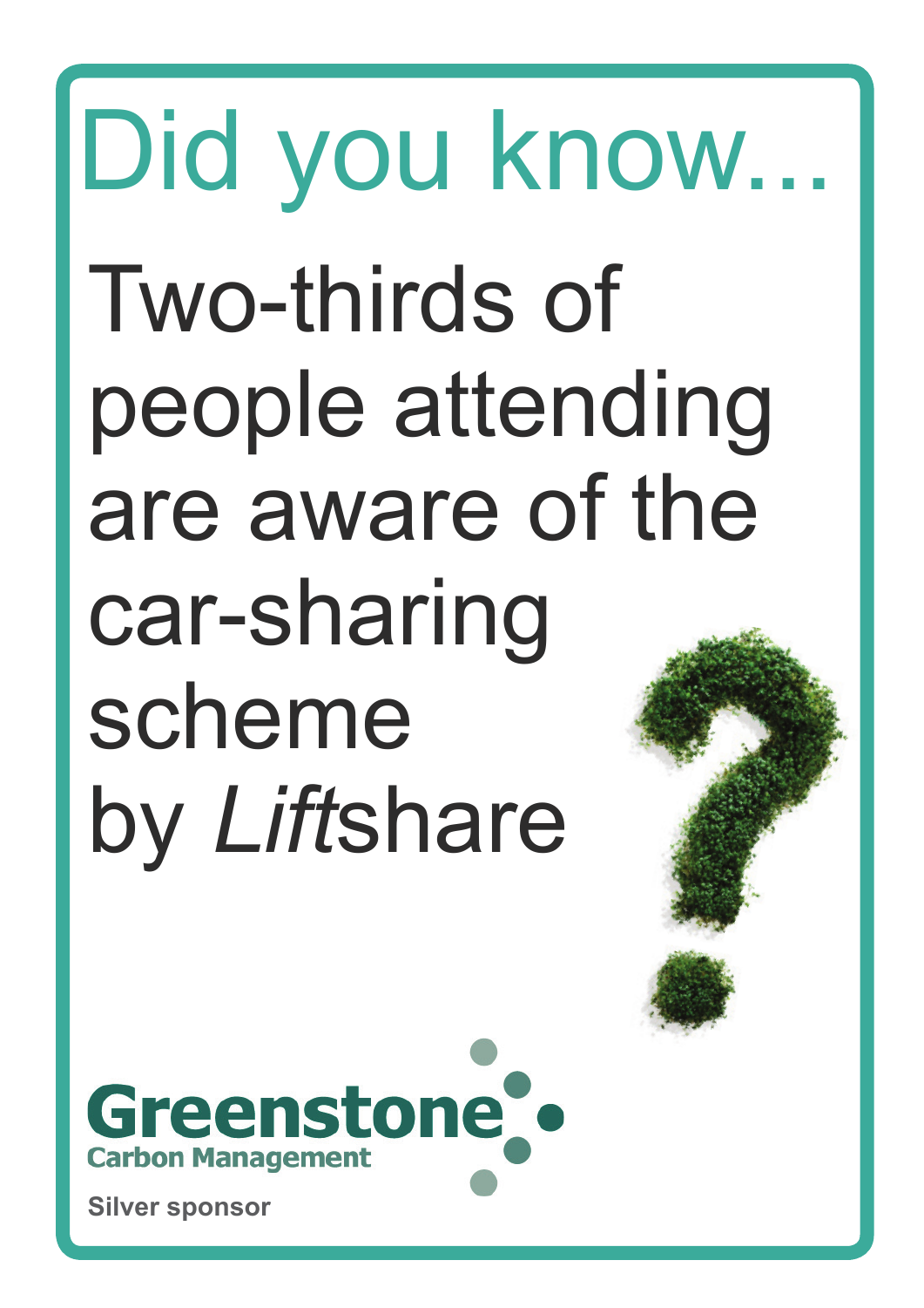# Did you know...

Two-thirds of people attending are aware of the car-sharing scheme by *Lift*share

**Greenstone**
**Carbon Management**

**Silver sponsor**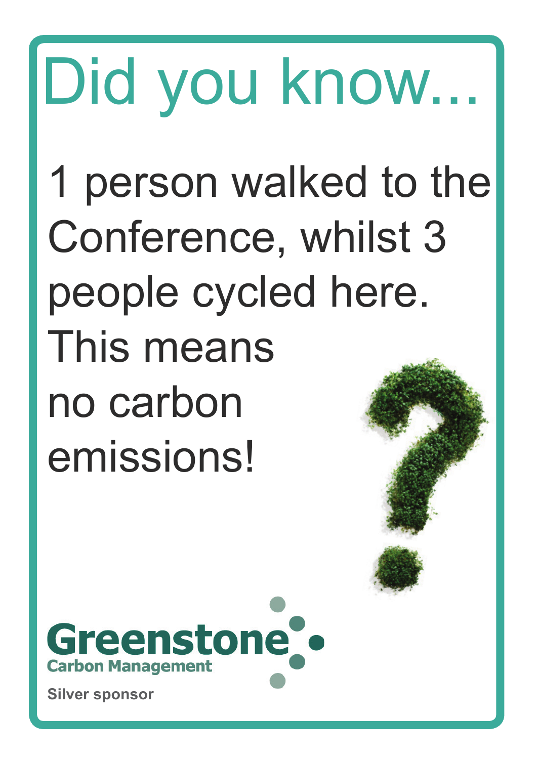# Did you know...

1 person walked to the Conference, whilst 3 people cycled here. This means no carbon emissions!

**Greenstone**
**Carbon Management**

**Silver sponsor**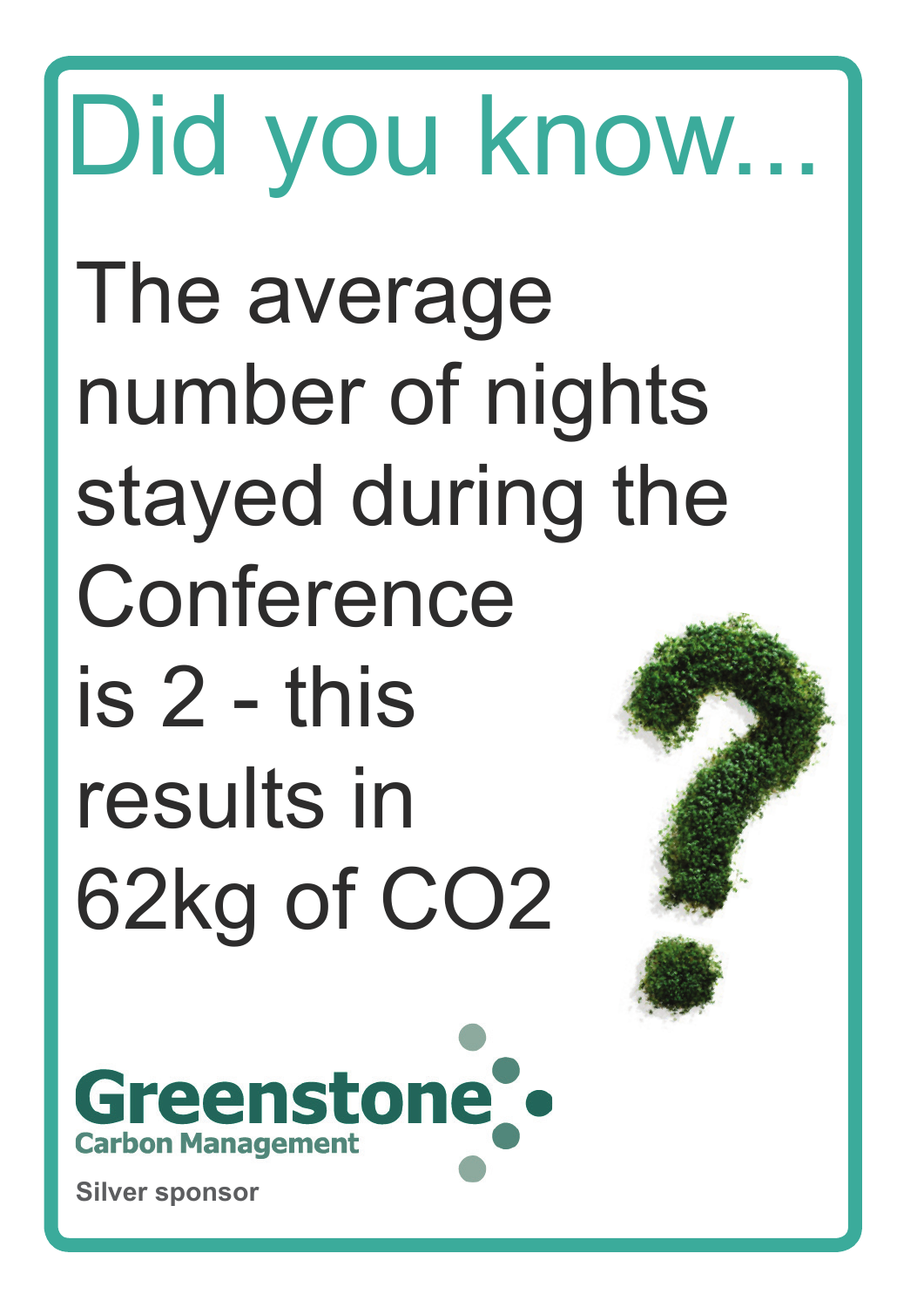# Did you know...

The average number of nights stayed during the Conference is 2 - this results in 62kg of $CO_2$

**Greenstone**
**Carbon Management**

**Silver sponsor**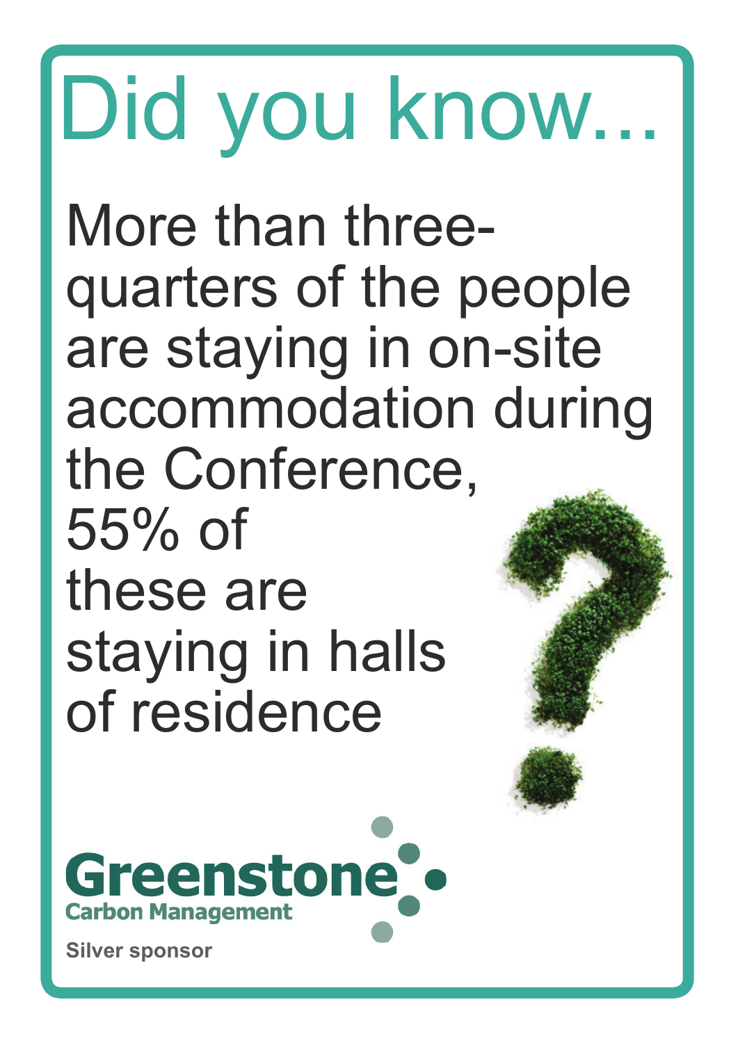# Did you know...

More than three-quarters of the people are staying in on-site accommodation during the Conference, 55% of these are staying in halls of residence

**Greenstone**
**Carbon Management**

**Silver sponsor**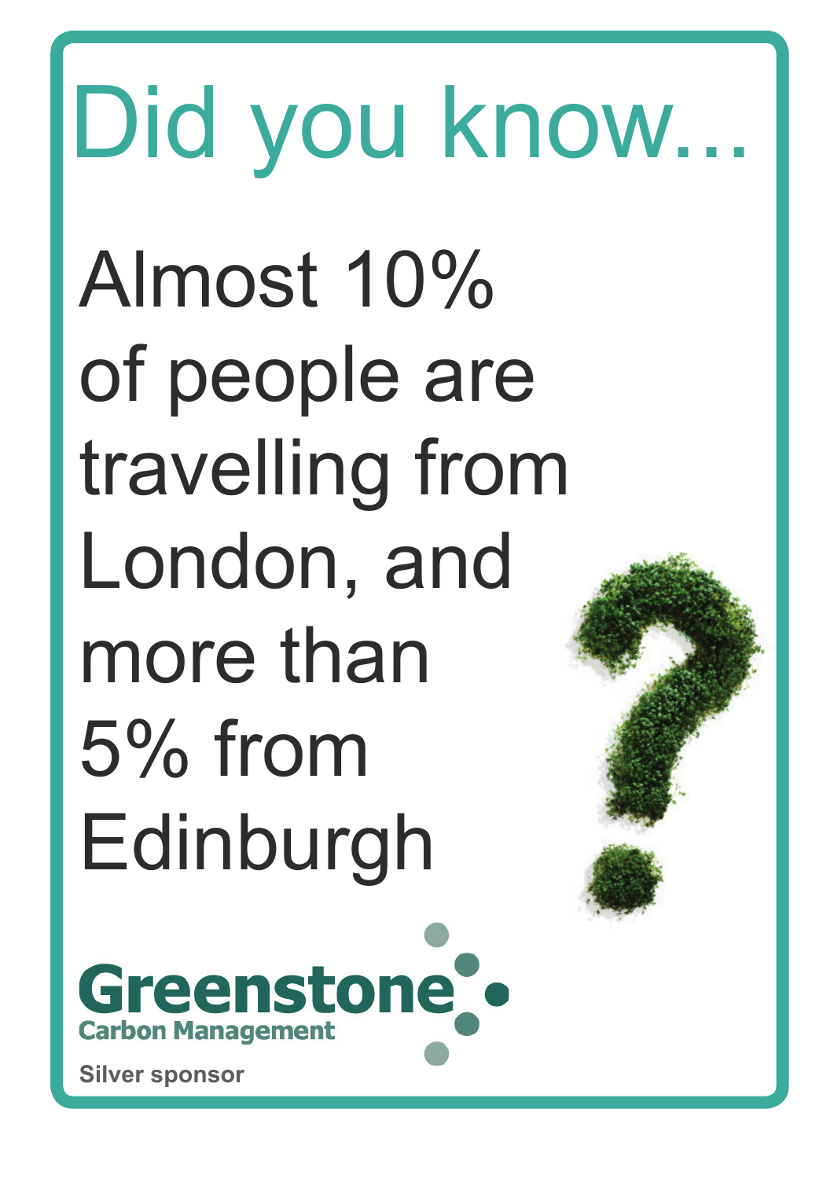# Did you know...

Almost 10% of people are travelling from London, and more than 5% from Edinburgh

**Greenstone**
**Carbon Management**

**Silver sponsor**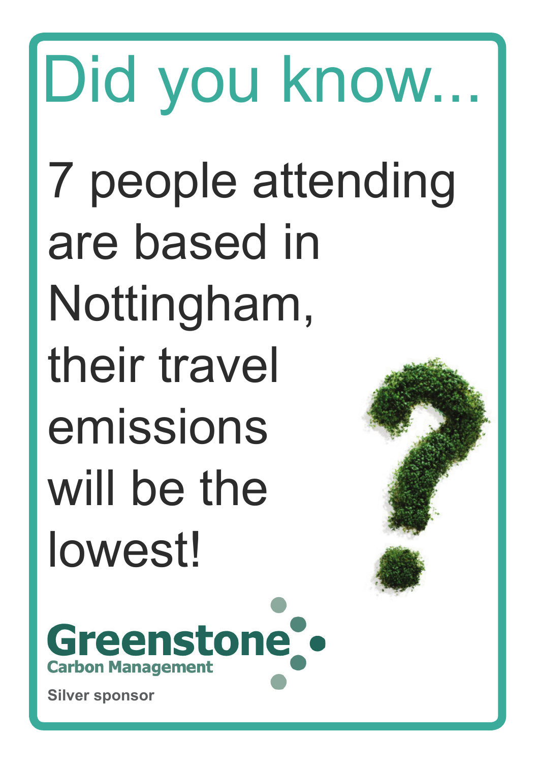# Did you know...

7 people attending are based in Nottingham, their travel emissions will be the lowest!

**Greenstone**
**Carbon Management**

**Silver sponsor**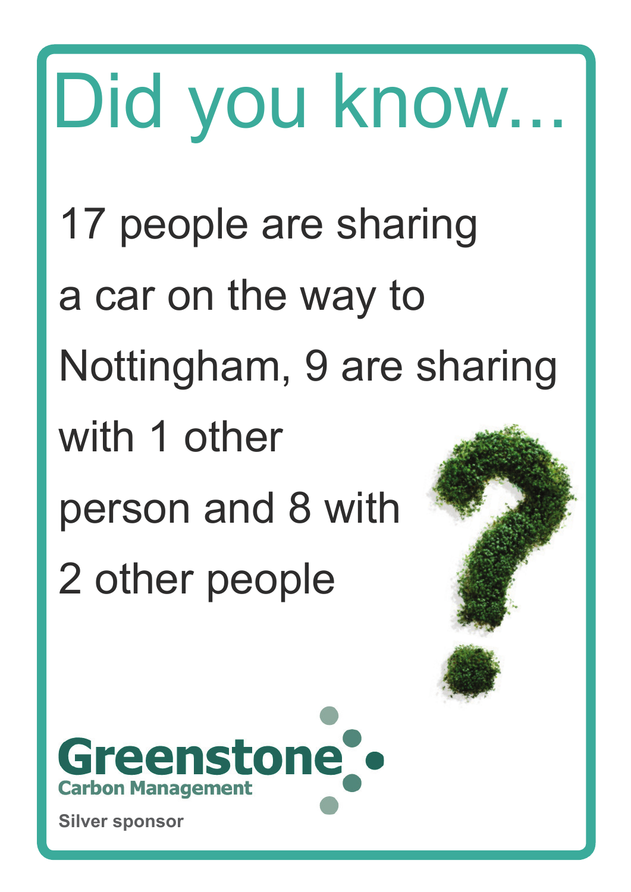# Did you know...

17 people are sharing a car on the way to Nottingham, 9 are sharing with 1 other person and 8 with 2 other people

**Greenstone**
**Carbon Management**

**Silver sponsor**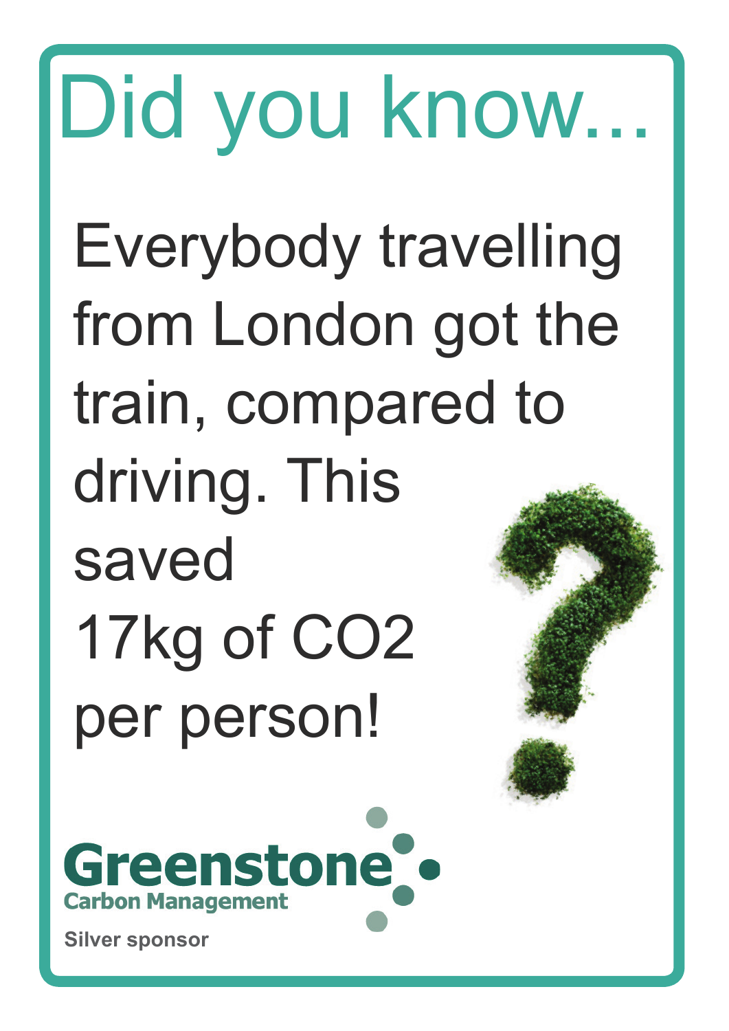# Did you know...

Everybody travelling from London got the train, compared to driving. This saved 17kg of $CO_2$ per person!

Greenstone
Carbon Management

Silver sponsor